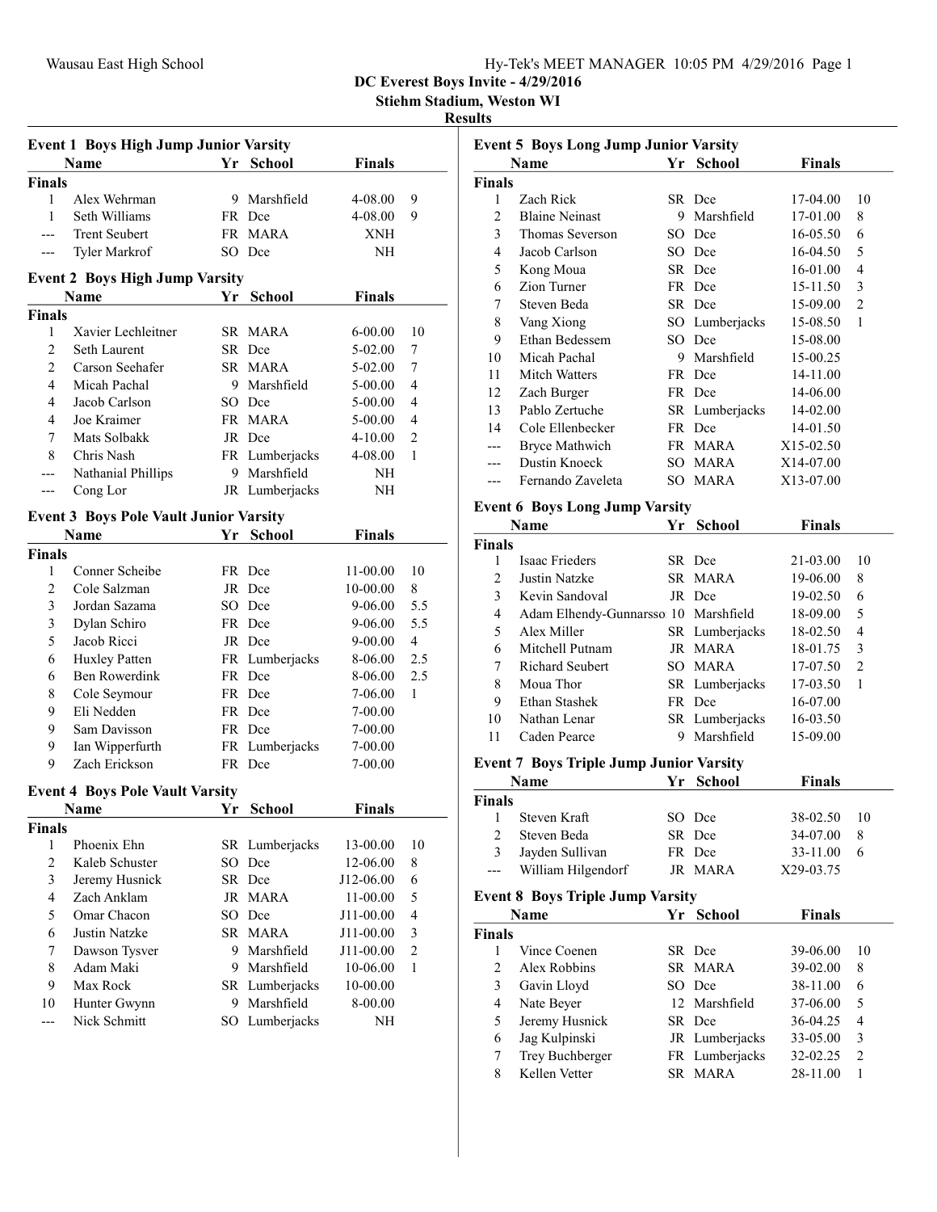DC Everest Boys Invite - 4/29/2016

Stiehm Stadium, Weston WI

**Results**

### Event 1 Boys High Jump Junior Varsity

| | Name | Yr | School | Finals | |
|---|---|---|---|---|---|
| **Finals** | | | | | |
| 1 | Alex Wehrman | 9 | Marshfield | 4-08.00 | 9 |
| 1 | Seth Williams | FR | Dce | 4-08.00 | 9 |
| --- | Trent Seubert | FR | MARA | XNH | |
| --- | Tyler Markrof | SO | Dce | NH | |

### Event 2 Boys High Jump Varsity

| | Name | Yr | School | Finals | |
|---|---|---|---|---|---|
| **Finals** | | | | | |
| 1 | Xavier Lechleitner | SR | MARA | 6-00.00 | 10 |
| 2 | Seth Laurent | SR | Dce | 5-02.00 | 7 |
| 2 | Carson Seehafer | SR | MARA | 5-02.00 | 7 |
| 4 | Micah Pachal | 9 | Marshfield | 5-00.00 | 4 |
| 4 | Jacob Carlson | SO | Dce | 5-00.00 | 4 |
| 4 | Joe Kraimer | FR | MARA | 5-00.00 | 4 |
| 7 | Mats Solbakk | JR | Dce | 4-10.00 | 2 |
| 8 | Chris Nash | FR | Lumberjacks | 4-08.00 | 1 |
| --- | Nathanial Phillips | 9 | Marshfield | NH | |
| --- | Cong Lor | JR | Lumberjacks | NH | |

### Event 3 Boys Pole Vault Junior Varsity

| | Name | Yr | School | Finals | |
|---|---|---|---|---|---|
| **Finals** | | | | | |
| 1 | Conner Scheibe | FR | Dce | 11-00.00 | 10 |
| 2 | Cole Salzman | JR | Dce | 10-00.00 | 8 |
| 3 | Jordan Sazama | SO | Dce | 9-06.00 | 5.5 |
| 3 | Dylan Schiro | FR | Dce | 9-06.00 | 5.5 |
| 5 | Jacob Ricci | JR | Dce | 9-00.00 | 4 |
| 6 | Huxley Patten | FR | Lumberjacks | 8-06.00 | 2.5 |
| 6 | Ben Rowerdink | FR | Dce | 8-06.00 | 2.5 |
| 8 | Cole Seymour | FR | Dce | 7-06.00 | 1 |
| 9 | Eli Nedden | FR | Dce | 7-00.00 | |
| 9 | Sam Davisson | FR | Dce | 7-00.00 | |
| 9 | Ian Wipperfurth | FR | Lumberjacks | 7-00.00 | |
| 9 | Zach Erickson | FR | Dce | 7-00.00 | |

### Event 4 Boys Pole Vault Varsity

| | Name | Yr | School | Finals | |
|---|---|---|---|---|---|
| **Finals** | | | | | |
| 1 | Phoenix Ehn | SR | Lumberjacks | 13-00.00 | 10 |
| 2 | Kaleb Schuster | SO | Dce | 12-06.00 | 8 |
| 3 | Jeremy Husnick | SR | Dce | J12-06.00 | 6 |
| 4 | Zach Anklam | JR | MARA | 11-00.00 | 5 |
| 5 | Omar Chacon | SO | Dce | J11-00.00 | 4 |
| 6 | Justin Natzke | SR | MARA | J11-00.00 | 3 |
| 7 | Dawson Tysver | 9 | Marshfield | J11-00.00 | 2 |
| 8 | Adam Maki | 9 | Marshfield | 10-06.00 | 1 |
| 9 | Max Rock | SR | Lumberjacks | 10-00.00 | |
| 10 | Hunter Gwynn | 9 | Marshfield | 8-00.00 | |
| --- | Nick Schmitt | SO | Lumberjacks | NH | |

### Event 5 Boys Long Jump Junior Varsity

| | Name | Yr | School | Finals | |
|---|---|---|---|---|---|
| **Finals** | | | | | |
| 1 | Zach Rick | SR | Dce | 17-04.00 | 10 |
| 2 | Blaine Neinast | 9 | Marshfield | 17-01.00 | 8 |
| 3 | Thomas Severson | SO | Dce | 16-05.50 | 6 |
| 4 | Jacob Carlson | SO | Dce | 16-04.50 | 5 |
| 5 | Kong Moua | SR | Dce | 16-01.00 | 4 |
| 6 | Zion Turner | FR | Dce | 15-11.50 | 3 |
| 7 | Steven Beda | SR | Dce | 15-09.00 | 2 |
| 8 | Vang Xiong | SO | Lumberjacks | 15-08.50 | 1 |
| 9 | Ethan Bedessem | SO | Dce | 15-08.00 | |
| 10 | Micah Pachal | 9 | Marshfield | 15-00.25 | |
| 11 | Mitch Watters | FR | Dce | 14-11.00 | |
| 12 | Zach Burger | FR | Dce | 14-06.00 | |
| 13 | Pablo Zertuche | SR | Lumberjacks | 14-02.00 | |
| 14 | Cole Ellenbecker | FR | Dce | 14-01.50 | |
| --- | Bryce Mathwich | FR | MARA | X15-02.50 | |
| --- | Dustin Knoeck | SO | MARA | X14-07.00 | |
| --- | Fernando Zaveleta | SO | MARA | X13-07.00 | |

### Event 6 Boys Long Jump Varsity

| | Name | Yr | School | Finals | |
|---|---|---|---|---|---|
| **Finals** | | | | | |
| 1 | Isaac Frieders | SR | Dce | 21-03.00 | 10 |
| 2 | Justin Natzke | SR | MARA | 19-06.00 | 8 |
| 3 | Kevin Sandoval | JR | Dce | 19-02.50 | 6 |
| 4 | Adam Elhendy-Gunnarsso | 10 | Marshfield | 18-09.00 | 5 |
| 5 | Alex Miller | SR | Lumberjacks | 18-02.50 | 4 |
| 6 | Mitchell Putnam | JR | MARA | 18-01.75 | 3 |
| 7 | Richard Seubert | SO | MARA | 17-07.50 | 2 |
| 8 | Moua Thor | SR | Lumberjacks | 17-03.50 | 1 |
| 9 | Ethan Stashek | FR | Dce | 16-07.00 | |
| 10 | Nathan Lenar | SR | Lumberjacks | 16-03.50 | |
| 11 | Caden Pearce | 9 | Marshfield | 15-09.00 | |

### Event 7 Boys Triple Jump Junior Varsity

| | Name | Yr | School | Finals | |
|---|---|---|---|---|---|
| **Finals** | | | | | |
| 1 | Steven Kraft | SO | Dce | 38-02.50 | 10 |
| 2 | Steven Beda | SR | Dce | 34-07.00 | 8 |
| 3 | Jayden Sullivan | FR | Dce | 33-11.00 | 6 |
| --- | William Hilgendorf | JR | MARA | X29-03.75 | |

### Event 8 Boys Triple Jump Varsity

| | Name | Yr | School | Finals | |
|---|---|---|---|---|---|
| **Finals** | | | | | |
| 1 | Vince Coenen | SR | Dce | 39-06.00 | 10 |
| 2 | Alex Robbins | SR | MARA | 39-02.00 | 8 |
| 3 | Gavin Lloyd | SO | Dce | 38-11.00 | 6 |
| 4 | Nate Beyer | 12 | Marshfield | 37-06.00 | 5 |
| 5 | Jeremy Husnick | SR | Dce | 36-04.25 | 4 |
| 6 | Jag Kulpinski | JR | Lumberjacks | 33-05.00 | 3 |
| 7 | Trey Buchberger | FR | Lumberjacks | 32-02.25 | 2 |
| 8 | Kellen Vetter | SR | MARA | 28-11.00 | 1 |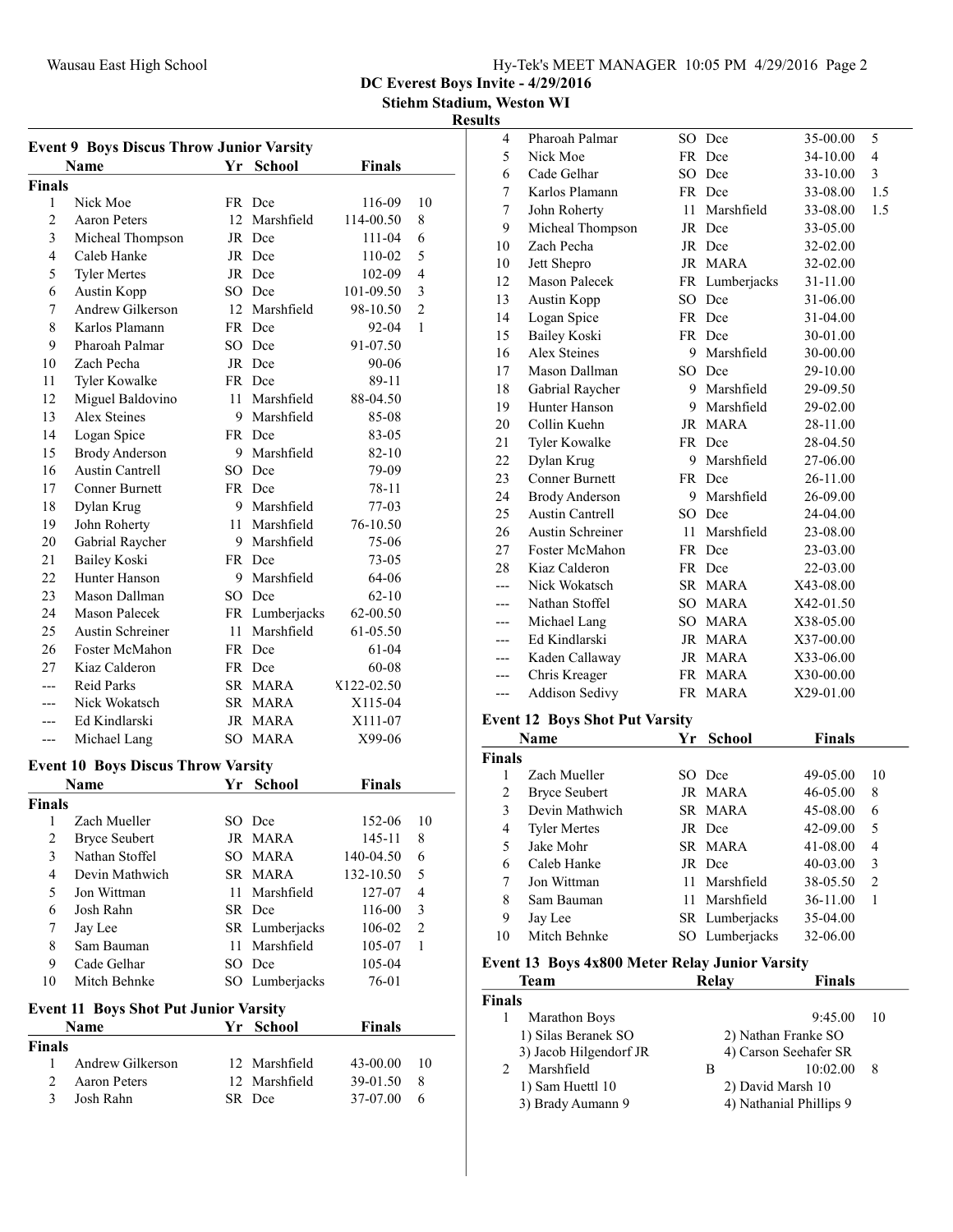**DC Everest Boys Invite - 4/29/2016**
**Stiehm Stadium, Weston WI**
**Results**

### Event 9 Boys Discus Throw Junior Varsity

| | Name | Yr | School | Finals | |
|---|---|---|---|---|---|
| **Finals** | | | | | |
| 1 | Nick Moe | FR | Dce | 116-09 | 10 |
| 2 | Aaron Peters | 12 | Marshfield | 114-00.50 | 8 |
| 3 | Micheal Thompson | JR | Dce | 111-04 | 6 |
| 4 | Caleb Hanke | JR | Dce | 110-02 | 5 |
| 5 | Tyler Mertes | JR | Dce | 102-09 | 4 |
| 6 | Austin Kopp | SO | Dce | 101-09.50 | 3 |
| 7 | Andrew Gilkerson | 12 | Marshfield | 98-10.50 | 2 |
| 8 | Karlos Plamann | FR | Dce | 92-04 | 1 |
| 9 | Pharoah Palmar | SO | Dce | 91-07.50 | |
| 10 | Zach Pecha | JR | Dce | 90-06 | |
| 11 | Tyler Kowalke | FR | Dce | 89-11 | |
| 12 | Miguel Baldovino | 11 | Marshfield | 88-04.50 | |
| 13 | Alex Steines | 9 | Marshfield | 85-08 | |
| 14 | Logan Spice | FR | Dce | 83-05 | |
| 15 | Brody Anderson | 9 | Marshfield | 82-10 | |
| 16 | Austin Cantrell | SO | Dce | 79-09 | |
| 17 | Conner Burnett | FR | Dce | 78-11 | |
| 18 | Dylan Krug | 9 | Marshfield | 77-03 | |
| 19 | John Roherty | 11 | Marshfield | 76-10.50 | |
| 20 | Gabrial Raycher | 9 | Marshfield | 75-06 | |
| 21 | Bailey Koski | FR | Dce | 73-05 | |
| 22 | Hunter Hanson | 9 | Marshfield | 64-06 | |
| 23 | Mason Dallman | SO | Dce | 62-10 | |
| 24 | Mason Palecek | FR | Lumberjacks | 62-00.50 | |
| 25 | Austin Schreiner | 11 | Marshfield | 61-05.50 | |
| 26 | Foster McMahon | FR | Dce | 61-04 | |
| 27 | Kiaz Calderon | FR | Dce | 60-08 | |
| --- | Reid Parks | SR | MARA | X122-02.50 | |
| --- | Nick Wokatsch | SR | MARA | X115-04 | |
| --- | Ed Kindlarski | JR | MARA | X111-07 | |
| --- | Michael Lang | SO | MARA | X99-06 | |

### Event 10 Boys Discus Throw Varsity

| | Name | Yr | School | Finals | |
|---|---|---|---|---|---|
| **Finals** | | | | | |
| 1 | Zach Mueller | SO | Dce | 152-06 | 10 |
| 2 | Bryce Seubert | JR | MARA | 145-11 | 8 |
| 3 | Nathan Stoffel | SO | MARA | 140-04.50 | 6 |
| 4 | Devin Mathwich | SR | MARA | 132-10.50 | 5 |
| 5 | Jon Wittman | 11 | Marshfield | 127-07 | 4 |
| 6 | Josh Rahn | SR | Dce | 116-00 | 3 |
| 7 | Jay Lee | SR | Lumberjacks | 106-02 | 2 |
| 8 | Sam Bauman | 11 | Marshfield | 105-07 | 1 |
| 9 | Cade Gelhar | SO | Dce | 105-04 | |
| 10 | Mitch Behnke | SO | Lumberjacks | 76-01 | |

### Event 11 Boys Shot Put Junior Varsity

| | Name | Yr | School | Finals | |
|---|---|---|---|---|---|
| **Finals** | | | | | |
| 1 | Andrew Gilkerson | 12 | Marshfield | 43-00.00 | 10 |
| 2 | Aaron Peters | 12 | Marshfield | 39-01.50 | 8 |
| 3 | Josh Rahn | SR | Dce | 37-07.00 | 6 |
| 4 | Pharoah Palmar | SO | Dce | 35-00.00 | 5 |
| 5 | Nick Moe | FR | Dce | 34-10.00 | 4 |
| 6 | Cade Gelhar | SO | Dce | 33-10.00 | 3 |
| 7 | Karlos Plamann | FR | Dce | 33-08.00 | 1.5 |
| 7 | John Roherty | 11 | Marshfield | 33-08.00 | 1.5 |
| 9 | Micheal Thompson | JR | Dce | 33-05.00 | |
| 10 | Zach Pecha | JR | Dce | 32-02.00 | |
| 10 | Jett Shepro | JR | MARA | 32-02.00 | |
| 12 | Mason Palecek | FR | Lumberjacks | 31-11.00 | |
| 13 | Austin Kopp | SO | Dce | 31-06.00 | |
| 14 | Logan Spice | FR | Dce | 31-04.00 | |
| 15 | Bailey Koski | FR | Dce | 30-01.00 | |
| 16 | Alex Steines | 9 | Marshfield | 30-00.00 | |
| 17 | Mason Dallman | SO | Dce | 29-10.00 | |
| 18 | Gabrial Raycher | 9 | Marshfield | 29-09.50 | |
| 19 | Hunter Hanson | 9 | Marshfield | 29-02.00 | |
| 20 | Collin Kuehn | JR | MARA | 28-11.00 | |
| 21 | Tyler Kowalke | FR | Dce | 28-04.50 | |
| 22 | Dylan Krug | 9 | Marshfield | 27-06.00 | |
| 23 | Conner Burnett | FR | Dce | 26-11.00 | |
| 24 | Brody Anderson | 9 | Marshfield | 26-09.00 | |
| 25 | Austin Cantrell | SO | Dce | 24-04.00 | |
| 26 | Austin Schreiner | 11 | Marshfield | 23-08.00 | |
| 27 | Foster McMahon | FR | Dce | 23-03.00 | |
| 28 | Kiaz Calderon | FR | Dce | 22-03.00 | |
| --- | Nick Wokatsch | SR | MARA | X43-08.00 | |
| --- | Nathan Stoffel | SO | MARA | X42-01.50 | |
| --- | Michael Lang | SO | MARA | X38-05.00 | |
| --- | Ed Kindlarski | JR | MARA | X37-00.00 | |
| --- | Kaden Callaway | JR | MARA | X33-06.00 | |
| --- | Chris Kreager | FR | MARA | X30-00.00 | |
| --- | Addison Sedivy | FR | MARA | X29-01.00 | |

### Event 12 Boys Shot Put Varsity

| | Name | Yr | School | Finals | |
|---|---|---|---|---|---|
| **Finals** | | | | | |
| 1 | Zach Mueller | SO | Dce | 49-05.00 | 10 |
| 2 | Bryce Seubert | JR | MARA | 46-05.00 | 8 |
| 3 | Devin Mathwich | SR | MARA | 45-08.00 | 6 |
| 4 | Tyler Mertes | JR | Dce | 42-09.00 | 5 |
| 5 | Jake Mohr | SR | MARA | 41-08.00 | 4 |
| 6 | Caleb Hanke | JR | Dce | 40-03.00 | 3 |
| 7 | Jon Wittman | 11 | Marshfield | 38-05.50 | 2 |
| 8 | Sam Bauman | 11 | Marshfield | 36-11.00 | 1 |
| 9 | Jay Lee | SR | Lumberjacks | 35-04.00 | |
| 10 | Mitch Behnke | SO | Lumberjacks | 32-06.00 | |

### Event 13 Boys 4x800 Meter Relay Junior Varsity

| | Team | Relay | Finals | |
|---|---|---|---|---|
| **Finals** | | | | |
| 1 | Marathon Boys | | 9:45.00 | 10 |
| | 1) Silas Beranek SO | 2) Nathan Franke SO | | |
| | 3) Jacob Hilgendorf JR | 4) Carson Seehafer SR | | |
| 2 | Marshfield | B | 10:02.00 | 8 |
| | 1) Sam Huettl 10 | 2) David Marsh 10 | | |
| | 3) Brady Aumann 9 | 4) Nathanial Phillips 9 | | |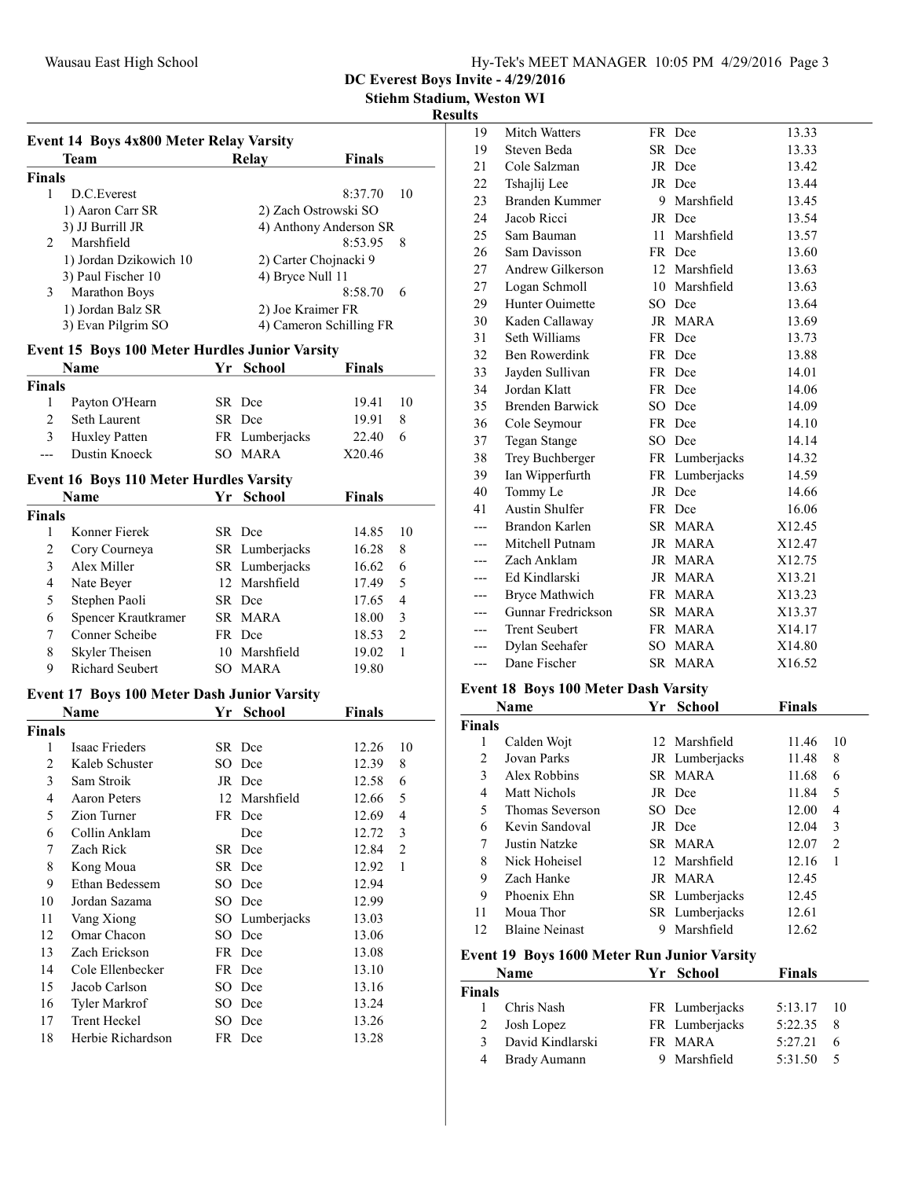## DC Everest Boys Invite - 4/29/2016

**Stiehm Stadium, Weston WI**

**Results**

### Event 14 Boys 4x800 Meter Relay Varsity

| | Team | Relay | Finals | |
|---|---|---|---|---|
| **Finals** | | | | |
| 1 | D.C.Everest | | 8:37.70 | 10 |
| | 1) Aaron Carr SR | 2) Zach Ostrowski SO | | |
| | 3) JJ Burrill JR | 4) Anthony Anderson SR | | |
| 2 | Marshfield | | 8:53.95 | 8 |
| | 1) Jordan Dzikowich 10 | 2) Carter Chojnacki 9 | | |
| | 3) Paul Fischer 10 | 4) Bryce Null 11 | | |
| 3 | Marathon Boys | | 8:58.70 | 6 |
| | 1) Jordan Balz SR | 2) Joe Kraimer FR | | |
| | 3) Evan Pilgrim SO | 4) Cameron Schilling FR | | |

### Event 15 Boys 100 Meter Hurdles Junior Varsity

| | Name | Yr | School | Finals | |
|---|---|---|---|---|---|
| **Finals** | | | | | |
| 1 | Payton O'Hearn | SR | Dce | 19.41 | 10 |
| 2 | Seth Laurent | SR | Dce | 19.91 | 8 |
| 3 | Huxley Patten | FR | Lumberjacks | 22.40 | 6 |
| --- | Dustin Knoeck | SO | MARA | X20.46 | |

### Event 16 Boys 110 Meter Hurdles Varsity

| | Name | Yr | School | Finals | |
|---|---|---|---|---|---|
| **Finals** | | | | | |
| 1 | Konner Fierek | SR | Dce | 14.85 | 10 |
| 2 | Cory Courneya | SR | Lumberjacks | 16.28 | 8 |
| 3 | Alex Miller | SR | Lumberjacks | 16.62 | 6 |
| 4 | Nate Beyer | 12 | Marshfield | 17.49 | 5 |
| 5 | Stephen Paoli | SR | Dce | 17.65 | 4 |
| 6 | Spencer Krautkramer | SR | MARA | 18.00 | 3 |
| 7 | Conner Scheibe | FR | Dce | 18.53 | 2 |
| 8 | Skyler Theisen | 10 | Marshfield | 19.02 | 1 |
| 9 | Richard Seubert | SO | MARA | 19.80 | |

### Event 17 Boys 100 Meter Dash Junior Varsity

| | Name | Yr | School | Finals | |
|---|---|---|---|---|---|
| **Finals** | | | | | |
| 1 | Isaac Frieders | SR | Dce | 12.26 | 10 |
| 2 | Kaleb Schuster | SO | Dce | 12.39 | 8 |
| 3 | Sam Stroik | JR | Dce | 12.58 | 6 |
| 4 | Aaron Peters | 12 | Marshfield | 12.66 | 5 |
| 5 | Zion Turner | FR | Dce | 12.69 | 4 |
| 6 | Collin Anklam | | Dce | 12.72 | 3 |
| 7 | Zach Rick | SR | Dce | 12.84 | 2 |
| 8 | Kong Moua | SR | Dce | 12.92 | 1 |
| 9 | Ethan Bedessem | SO | Dce | 12.94 | |
| 10 | Jordan Sazama | SO | Dce | 12.99 | |
| 11 | Vang Xiong | SO | Lumberjacks | 13.03 | |
| 12 | Omar Chacon | SO | Dce | 13.06 | |
| 13 | Zach Erickson | FR | Dce | 13.08 | |
| 14 | Cole Ellenbecker | FR | Dce | 13.10 | |
| 15 | Jacob Carlson | SO | Dce | 13.16 | |
| 16 | Tyler Markrof | SO | Dce | 13.24 | |
| 17 | Trent Heckel | SO | Dce | 13.26 | |
| 18 | Herbie Richardson | FR | Dce | 13.28 | |
| 19 | Mitch Watters | FR | Dce | 13.33 | |
| 19 | Steven Beda | SR | Dce | 13.33 | |
| 21 | Cole Salzman | JR | Dce | 13.42 | |
| 22 | Tshajlij Lee | JR | Dce | 13.44 | |
| 23 | Branden Kummer | 9 | Marshfield | 13.45 | |
| 24 | Jacob Ricci | JR | Dce | 13.54 | |
| 25 | Sam Bauman | 11 | Marshfield | 13.57 | |
| 26 | Sam Davisson | FR | Dce | 13.60 | |
| 27 | Andrew Gilkerson | 12 | Marshfield | 13.63 | |
| 27 | Logan Schmoll | 10 | Marshfield | 13.63 | |
| 29 | Hunter Ouimette | SO | Dce | 13.64 | |
| 30 | Kaden Callaway | JR | MARA | 13.69 | |
| 31 | Seth Williams | FR | Dce | 13.73 | |
| 32 | Ben Rowerdink | FR | Dce | 13.88 | |
| 33 | Jayden Sullivan | FR | Dce | 14.01 | |
| 34 | Jordan Klatt | FR | Dce | 14.06 | |
| 35 | Brenden Barwick | SO | Dce | 14.09 | |
| 36 | Cole Seymour | FR | Dce | 14.10 | |
| 37 | Tegan Stange | SO | Dce | 14.14 | |
| 38 | Trey Buchberger | FR | Lumberjacks | 14.32 | |
| 39 | Ian Wipperfurth | FR | Lumberjacks | 14.59 | |
| 40 | Tommy Le | JR | Dce | 14.66 | |
| 41 | Austin Shulfer | FR | Dce | 16.06 | |
| --- | Brandon Karlen | SR | MARA | X12.45 | |
| --- | Mitchell Putnam | JR | MARA | X12.47 | |
| --- | Zach Anklam | JR | MARA | X12.75 | |
| --- | Ed Kindlarski | JR | MARA | X13.21 | |
| --- | Bryce Mathwich | FR | MARA | X13.23 | |
| --- | Gunnar Fredrickson | SR | MARA | X13.37 | |
| --- | Trent Seubert | FR | MARA | X14.17 | |
| --- | Dylan Seehafer | SO | MARA | X14.80 | |
| --- | Dane Fischer | SR | MARA | X16.52 | |

### Event 18 Boys 100 Meter Dash Varsity

| | Name | Yr | School | Finals | |
|---|---|---|---|---|---|
| **Finals** | | | | | |
| 1 | Calden Wojt | 12 | Marshfield | 11.46 | 10 |
| 2 | Jovan Parks | JR | Lumberjacks | 11.48 | 8 |
| 3 | Alex Robbins | SR | MARA | 11.68 | 6 |
| 4 | Matt Nichols | JR | Dce | 11.84 | 5 |
| 5 | Thomas Severson | SO | Dce | 12.00 | 4 |
| 6 | Kevin Sandoval | JR | Dce | 12.04 | 3 |
| 7 | Justin Natzke | SR | MARA | 12.07 | 2 |
| 8 | Nick Hoheisel | 12 | Marshfield | 12.16 | 1 |
| 9 | Zach Hanke | JR | MARA | 12.45 | |
| 9 | Phoenix Ehn | SR | Lumberjacks | 12.45 | |
| 11 | Moua Thor | SR | Lumberjacks | 12.61 | |
| 12 | Blaine Neinast | 9 | Marshfield | 12.62 | |

### Event 19 Boys 1600 Meter Run Junior Varsity

| | Name | Yr | School | Finals | |
|---|---|---|---|---|---|
| **Finals** | | | | | |
| 1 | Chris Nash | FR | Lumberjacks | 5:13.17 | 10 |
| 2 | Josh Lopez | FR | Lumberjacks | 5:22.35 | 8 |
| 3 | David Kindlarski | FR | MARA | 5:27.21 | 6 |
| 4 | Brady Aumann | 9 | Marshfield | 5:31.50 | 5 |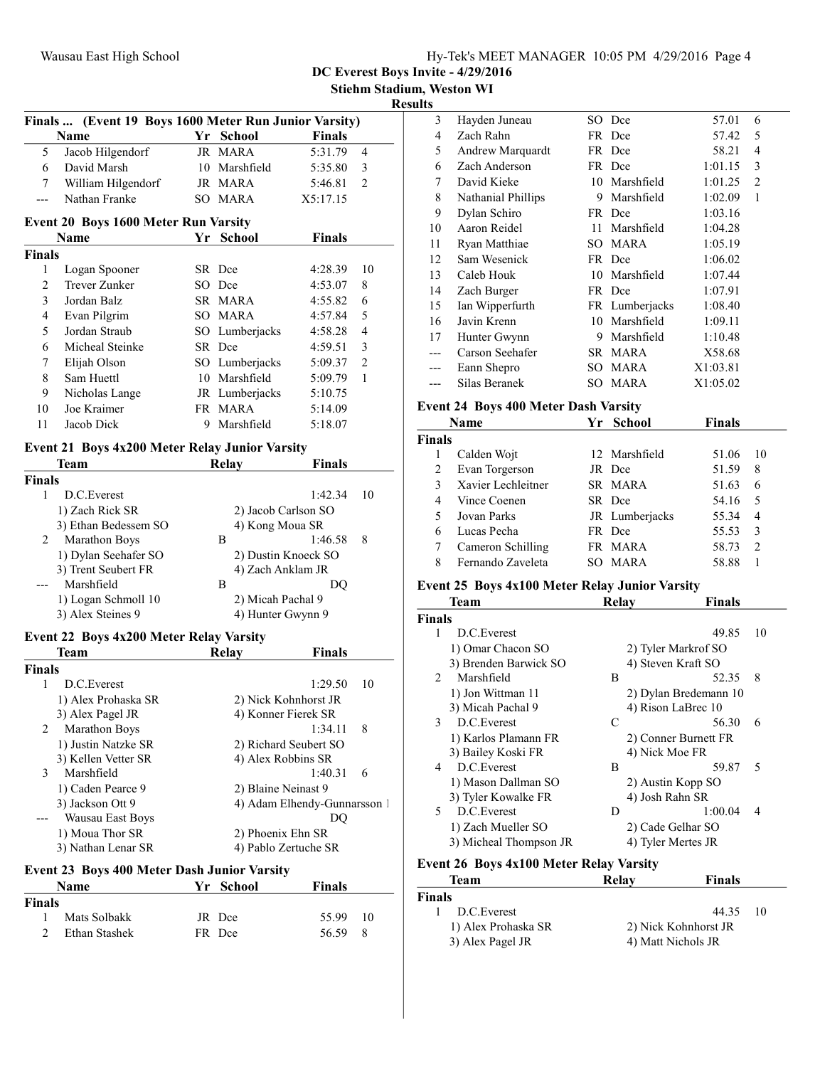# DC Everest Boys Invite - 4/29/2016

## Stiehm Stadium, Weston WI

### Results

**Finals ... (Event 19 Boys 1600 Meter Run Junior Varsity)**

| | Name | Yr | School | Finals | |
|---|---|---|---|---|---|
| 5 | Jacob Hilgendorf | JR | MARA | 5:31.79 | 4 |
| 6 | David Marsh | 10 | Marshfield | 5:35.80 | 3 |
| 7 | William Hilgendorf | JR | MARA | 5:46.81 | 2 |
| --- | Nathan Franke | SO | MARA | X5:17.15 | |

**Event 20 Boys 1600 Meter Run Varsity**

| | Name | Yr | School | Finals | |
|---|---|---|---|---|---|
| **Finals** | | | | | |
| 1 | Logan Spooner | SR | Dce | 4:28.39 | 10 |
| 2 | Trever Zunker | SO | Dce | 4:53.07 | 8 |
| 3 | Jordan Balz | SR | MARA | 4:55.82 | 6 |
| 4 | Evan Pilgrim | SO | MARA | 4:57.84 | 5 |
| 5 | Jordan Straub | SO | Lumberjacks | 4:58.28 | 4 |
| 6 | Micheal Steinke | SR | Dce | 4:59.51 | 3 |
| 7 | Elijah Olson | SO | Lumberjacks | 5:09.37 | 2 |
| 8 | Sam Huettl | 10 | Marshfield | 5:09.79 | 1 |
| 9 | Nicholas Lange | JR | Lumberjacks | 5:10.75 | |
| 10 | Joe Kraimer | FR | MARA | 5:14.09 | |
| 11 | Jacob Dick | 9 | Marshfield | 5:18.07 | |

**Event 21 Boys 4x200 Meter Relay Junior Varsity**

| | Team | Relay | Finals | |
|---|---|---|---|---|
| **Finals** | | | | |
| 1 | D.C.Everest | | 1:42.34 | 10 |
| | 1) Zach Rick SR | 2) Jacob Carlson SO | | |
| | 3) Ethan Bedessem SO | 4) Kong Moua SR | | |
| 2 | Marathon Boys | B | 1:46.58 | 8 |
| | 1) Dylan Seehafer SO | 2) Dustin Knoeck SO | | |
| | 3) Trent Seubert FR | 4) Zach Anklam JR | | |
| --- | Marshfield | B | DQ | |
| | 1) Logan Schmoll 10 | 2) Micah Pachal 9 | | |
| | 3) Alex Steines 9 | 4) Hunter Gwynn 9 | | |

**Event 22 Boys 4x200 Meter Relay Varsity**

| | Team | Relay | Finals | |
|---|---|---|---|---|
| **Finals** | | | | |
| 1 | D.C.Everest | | 1:29.50 | 10 |
| | 1) Alex Prohaska SR | 2) Nick Kohnhorst JR | | |
| | 3) Alex Pagel JR | 4) Konner Fierek SR | | |
| 2 | Marathon Boys | | 1:34.11 | 8 |
| | 1) Justin Natzke SR | 2) Richard Seubert SO | | |
| | 3) Kellen Vetter SR | 4) Alex Robbins SR | | |
| 3 | Marshfield | | 1:40.31 | 6 |
| | 1) Caden Pearce 9 | 2) Blaine Neinast 9 | | |
| | 3) Jackson Ott 9 | 4) Adam Elhendy-Gunnarsson 1 | | |
| --- | Wausau East Boys | | DQ | |
| | 1) Moua Thor SR | 2) Phoenix Ehn SR | | |
| | 3) Nathan Lenar SR | 4) Pablo Zertuche SR | | |

**Event 23 Boys 400 Meter Dash Junior Varsity**

| | Name | Yr | School | Finals | |
|---|---|---|---|---|---|
| **Finals** | | | | | |
| 1 | Mats Solbakk | JR | Dce | 55.99 | 10 |
| 2 | Ethan Stashek | FR | Dce | 56.59 | 8 |
| 3 | Hayden Juneau | SO | Dce | 57.01 | 6 |
| 4 | Zach Rahn | FR | Dce | 57.42 | 5 |
| 5 | Andrew Marquardt | FR | Dce | 58.21 | 4 |
| 6 | Zach Anderson | FR | Dce | 1:01.15 | 3 |
| 7 | David Kieke | 10 | Marshfield | 1:01.25 | 2 |
| 8 | Nathanial Phillips | 9 | Marshfield | 1:02.09 | 1 |
| 9 | Dylan Schiro | FR | Dce | 1:03.16 | |
| 10 | Aaron Reidel | 11 | Marshfield | 1:04.28 | |
| 11 | Ryan Matthiae | SO | MARA | 1:05.19 | |
| 12 | Sam Wesenick | FR | Dce | 1:06.02 | |
| 13 | Caleb Houk | 10 | Marshfield | 1:07.44 | |
| 14 | Zach Burger | FR | Dce | 1:07.91 | |
| 15 | Ian Wipperfurth | FR | Lumberjacks | 1:08.40 | |
| 16 | Javin Krenn | 10 | Marshfield | 1:09.11 | |
| 17 | Hunter Gwynn | 9 | Marshfield | 1:10.48 | |
| --- | Carson Seehafer | SR | MARA | X58.68 | |
| --- | Eann Shepro | SO | MARA | X1:03.81 | |
| --- | Silas Beranek | SO | MARA | X1:05.02 | |

**Event 24 Boys 400 Meter Dash Varsity**

| | Name | Yr | School | Finals | |
|---|---|---|---|---|---|
| **Finals** | | | | | |
| 1 | Calden Wojt | 12 | Marshfield | 51.06 | 10 |
| 2 | Evan Torgerson | JR | Dce | 51.59 | 8 |
| 3 | Xavier Lechleitner | SR | MARA | 51.63 | 6 |
| 4 | Vince Coenen | SR | Dce | 54.16 | 5 |
| 5 | Jovan Parks | JR | Lumberjacks | 55.34 | 4 |
| 6 | Lucas Pecha | FR | Dce | 55.53 | 3 |
| 7 | Cameron Schilling | FR | MARA | 58.73 | 2 |
| 8 | Fernando Zaveleta | SO | MARA | 58.88 | 1 |

**Event 25 Boys 4x100 Meter Relay Junior Varsity**

| | Team | Relay | Finals | |
|---|---|---|---|---|
| **Finals** | | | | |
| 1 | D.C.Everest | | 49.85 | 10 |
| | 1) Omar Chacon SO | 2) Tyler Markrof SO | | |
| | 3) Brenden Barwick SO | 4) Steven Kraft SO | | |
| 2 | Marshfield | B | 52.35 | 8 |
| | 1) Jon Wittman 11 | 2) Dylan Bredemann 10 | | |
| | 3) Micah Pachal 9 | 4) Rison LaBrec 10 | | |
| 3 | D.C.Everest | C | 56.30 | 6 |
| | 1) Karlos Plamann FR | 2) Conner Burnett FR | | |
| | 3) Bailey Koski FR | 4) Nick Moe FR | | |
| 4 | D.C.Everest | B | 59.87 | 5 |
| | 1) Mason Dallman SO | 2) Austin Kopp SO | | |
| | 3) Tyler Kowalke FR | 4) Josh Rahn SR | | |
| 5 | D.C.Everest | D | 1:00.04 | 4 |
| | 1) Zach Mueller SO | 2) Cade Gelhar SO | | |
| | 3) Micheal Thompson JR | 4) Tyler Mertes JR | | |

**Event 26 Boys 4x100 Meter Relay Varsity**

| | Team | Relay | Finals | |
|---|---|---|---|---|
| **Finals** | | | | |
| 1 | D.C.Everest | | 44.35 | 10 |
| | 1) Alex Prohaska SR | 2) Nick Kohnhorst JR | | |
| | 3) Alex Pagel JR | 4) Matt Nichols JR | | |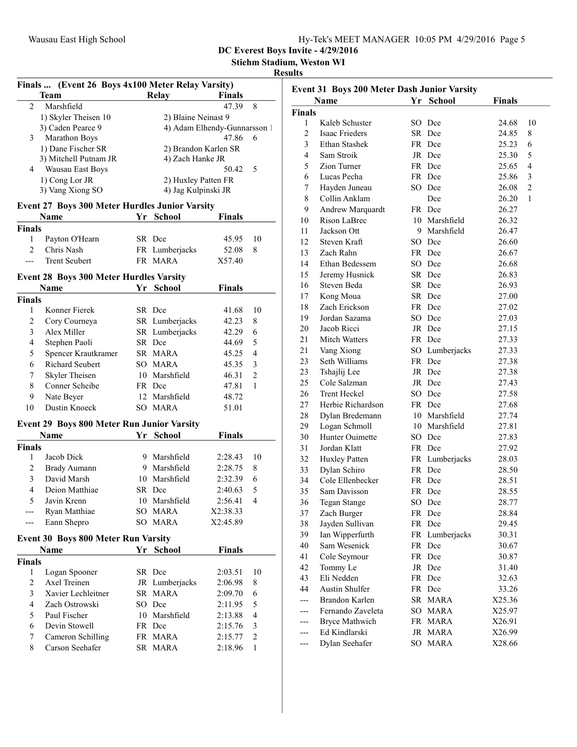## DC Everest Boys Invite - 4/29/2016

**Stiehm Stadium, Weston WI**

**Results**

### Finals ... (Event 26 Boys 4x100 Meter Relay Varsity)

| | Team | Relay | Finals | |
|---|---|---|---|---|
| 2 | Marshfield | | 47.39 | 8 |
| | 1) Skyler Theisen 10 | 2) Blaine Neinast 9 | | |
| | 3) Caden Pearce 9 | 4) Adam Elhendy-Gunnarsson 1 | | |
| 3 | Marathon Boys | | 47.86 | 6 |
| | 1) Dane Fischer SR | 2) Brandon Karlen SR | | |
| | 3) Mitchell Putnam JR | 4) Zach Hanke JR | | |
| 4 | Wausau East Boys | | 50.42 | 5 |
| | 1) Cong Lor JR | 2) Huxley Patten FR | | |
| | 3) Vang Xiong SO | 4) Jag Kulpinski JR | | |

### Event 27 Boys 300 Meter Hurdles Junior Varsity

| | Name | Yr | School | Finals | |
|---|---|---|---|---|---|
| **Finals** | | | | | |
| 1 | Payton O'Hearn | SR | Dce | 45.95 | 10 |
| 2 | Chris Nash | FR | Lumberjacks | 52.08 | 8 |
| --- | Trent Seubert | FR | MARA | X57.40 | |

### Event 28 Boys 300 Meter Hurdles Varsity

| | Name | Yr | School | Finals | |
|---|---|---|---|---|---|
| **Finals** | | | | | |
| 1 | Konner Fierek | SR | Dce | 41.68 | 10 |
| 2 | Cory Courneya | SR | Lumberjacks | 42.23 | 8 |
| 3 | Alex Miller | SR | Lumberjacks | 42.29 | 6 |
| 4 | Stephen Paoli | SR | Dce | 44.69 | 5 |
| 5 | Spencer Krautkramer | SR | MARA | 45.25 | 4 |
| 6 | Richard Seubert | SO | MARA | 45.35 | 3 |
| 7 | Skyler Theisen | 10 | Marshfield | 46.31 | 2 |
| 8 | Conner Scheibe | FR | Dce | 47.81 | 1 |
| 9 | Nate Beyer | 12 | Marshfield | 48.72 | |
| 10 | Dustin Knoeck | SO | MARA | 51.01 | |

### Event 29 Boys 800 Meter Run Junior Varsity

| | Name | Yr | School | Finals | |
|---|---|---|---|---|---|
| **Finals** | | | | | |
| 1 | Jacob Dick | 9 | Marshfield | 2:28.43 | 10 |
| 2 | Brady Aumann | 9 | Marshfield | 2:28.75 | 8 |
| 3 | David Marsh | 10 | Marshfield | 2:32.39 | 6 |
| 4 | Deion Matthiae | SR | Dce | 2:40.63 | 5 |
| 5 | Javin Krenn | 10 | Marshfield | 2:56.41 | 4 |
| --- | Ryan Matthiae | SO | MARA | X2:38.33 | |
| --- | Eann Shepro | SO | MARA | X2:45.89 | |

### Event 30 Boys 800 Meter Run Varsity

| | Name | Yr | School | Finals | |
|---|---|---|---|---|---|
| **Finals** | | | | | |
| 1 | Logan Spooner | SR | Dce | 2:03.51 | 10 |
| 2 | Axel Treinen | JR | Lumberjacks | 2:06.98 | 8 |
| 3 | Xavier Lechleitner | SR | MARA | 2:09.70 | 6 |
| 4 | Zach Ostrowski | SO | Dce | 2:11.95 | 5 |
| 5 | Paul Fischer | 10 | Marshfield | 2:13.88 | 4 |
| 6 | Devin Stowell | FR | Dce | 2:15.76 | 3 |
| 7 | Cameron Schilling | FR | MARA | 2:15.77 | 2 |
| 8 | Carson Seehafer | SR | MARA | 2:18.96 | 1 |

### Event 31 Boys 200 Meter Dash Junior Varsity

| | Name | Yr | School | Finals | |
|---|---|---|---|---|---|
| **Finals** | | | | | |
| 1 | Kaleb Schuster | SO | Dce | 24.68 | 10 |
| 2 | Isaac Frieders | SR | Dce | 24.85 | 8 |
| 3 | Ethan Stashek | FR | Dce | 25.23 | 6 |
| 4 | Sam Stroik | JR | Dce | 25.30 | 5 |
| 5 | Zion Turner | FR | Dce | 25.65 | 4 |
| 6 | Lucas Pecha | FR | Dce | 25.86 | 3 |
| 7 | Hayden Juneau | SO | Dce | 26.08 | 2 |
| 8 | Collin Anklam | | Dce | 26.20 | 1 |
| 9 | Andrew Marquardt | FR | Dce | 26.27 | |
| 10 | Rison LaBrec | 10 | Marshfield | 26.32 | |
| 11 | Jackson Ott | 9 | Marshfield | 26.47 | |
| 12 | Steven Kraft | SO | Dce | 26.60 | |
| 13 | Zach Rahn | FR | Dce | 26.67 | |
| 14 | Ethan Bedessem | SO | Dce | 26.68 | |
| 15 | Jeremy Husnick | SR | Dce | 26.83 | |
| 16 | Steven Beda | SR | Dce | 26.93 | |
| 17 | Kong Moua | SR | Dce | 27.00 | |
| 18 | Zach Erickson | FR | Dce | 27.02 | |
| 19 | Jordan Sazama | SO | Dce | 27.03 | |
| 20 | Jacob Ricci | JR | Dce | 27.15 | |
| 21 | Mitch Watters | FR | Dce | 27.33 | |
| 21 | Vang Xiong | SO | Lumberjacks | 27.33 | |
| 23 | Seth Williams | FR | Dce | 27.38 | |
| 23 | Tshajlij Lee | JR | Dce | 27.38 | |
| 25 | Cole Salzman | JR | Dce | 27.43 | |
| 26 | Trent Heckel | SO | Dce | 27.58 | |
| 27 | Herbie Richardson | FR | Dce | 27.68 | |
| 28 | Dylan Bredemann | 10 | Marshfield | 27.74 | |
| 29 | Logan Schmoll | 10 | Marshfield | 27.81 | |
| 30 | Hunter Ouimette | SO | Dce | 27.83 | |
| 31 | Jordan Klatt | FR | Dce | 27.92 | |
| 32 | Huxley Patten | FR | Lumberjacks | 28.03 | |
| 33 | Dylan Schiro | FR | Dce | 28.50 | |
| 34 | Cole Ellenbecker | FR | Dce | 28.51 | |
| 35 | Sam Davisson | FR | Dce | 28.55 | |
| 36 | Tegan Stange | SO | Dce | 28.77 | |
| 37 | Zach Burger | FR | Dce | 28.84 | |
| 38 | Jayden Sullivan | FR | Dce | 29.45 | |
| 39 | Ian Wipperfurth | FR | Lumberjacks | 30.31 | |
| 40 | Sam Wesenick | FR | Dce | 30.67 | |
| 41 | Cole Seymour | FR | Dce | 30.87 | |
| 42 | Tommy Le | JR | Dce | 31.40 | |
| 43 | Eli Nedden | FR | Dce | 32.63 | |
| 44 | Austin Shulfer | FR | Dce | 33.26 | |
| --- | Brandon Karlen | SR | MARA | X25.36 | |
| --- | Fernando Zaveleta | SO | MARA | X25.97 | |
| --- | Bryce Mathwich | FR | MARA | X26.91 | |
| --- | Ed Kindlarski | JR | MARA | X26.99 | |
| --- | Dylan Seehafer | SO | MARA | X28.66 | |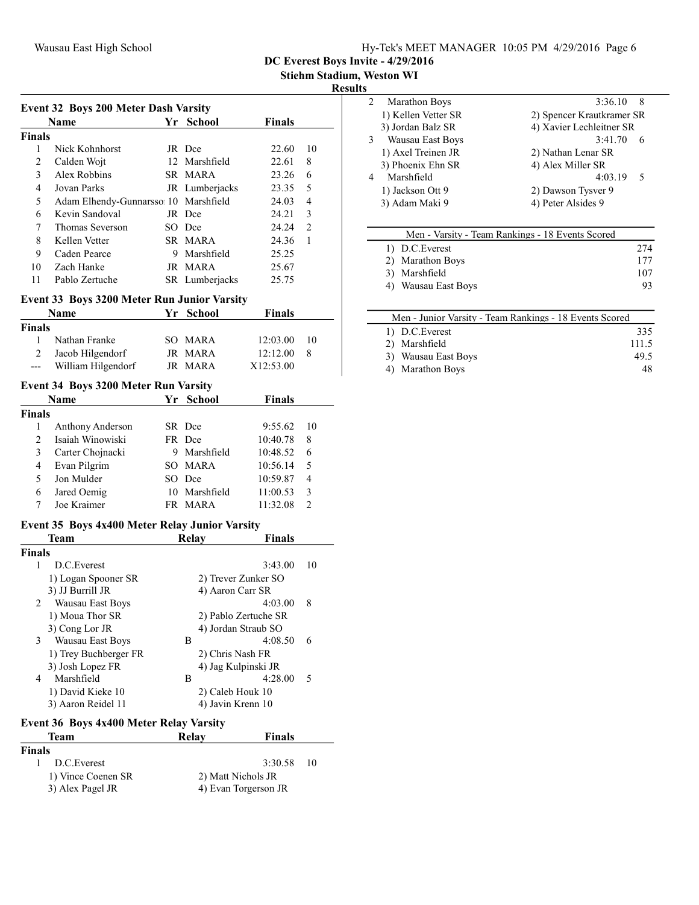## DC Everest Boys Invite - 4/29/2016

### Stiehm Stadium, Weston WI

### Results

#### Event 32 Boys 200 Meter Dash Varsity

| | Name | Yr | School | Finals | |
|---|---|---|---|---|---|
| **Finals** | | | | | |
| 1 | Nick Kohnhorst | JR | Dce | 22.60 | 10 |
| 2 | Calden Wojt | 12 | Marshfield | 22.61 | 8 |
| 3 | Alex Robbins | SR | MARA | 23.26 | 6 |
| 4 | Jovan Parks | JR | Lumberjacks | 23.35 | 5 |
| 5 | Adam Elhendy-Gunnarsso | 10 | Marshfield | 24.03 | 4 |
| 6 | Kevin Sandoval | JR | Dce | 24.21 | 3 |
| 7 | Thomas Severson | SO | Dce | 24.24 | 2 |
| 8 | Kellen Vetter | SR | MARA | 24.36 | 1 |
| 9 | Caden Pearce | 9 | Marshfield | 25.25 | |
| 10 | Zach Hanke | JR | MARA | 25.67 | |
| 11 | Pablo Zertuche | SR | Lumberjacks | 25.75 | |

#### Event 33 Boys 3200 Meter Run Junior Varsity

| | Name | Yr | School | Finals | |
|---|---|---|---|---|---|
| **Finals** | | | | | |
| 1 | Nathan Franke | SO | MARA | 12:03.00 | 10 |
| 2 | Jacob Hilgendorf | JR | MARA | 12:12.00 | 8 |
| --- | William Hilgendorf | JR | MARA | X12:53.00 | |

#### Event 34 Boys 3200 Meter Run Varsity

| | Name | Yr | School | Finals | |
|---|---|---|---|---|---|
| **Finals** | | | | | |
| 1 | Anthony Anderson | SR | Dce | 9:55.62 | 10 |
| 2 | Isaiah Winowiski | FR | Dce | 10:40.78 | 8 |
| 3 | Carter Chojnacki | 9 | Marshfield | 10:48.52 | 6 |
| 4 | Evan Pilgrim | SO | MARA | 10:56.14 | 5 |
| 5 | Jon Mulder | SO | Dce | 10:59.87 | 4 |
| 6 | Jared Oemig | 10 | Marshfield | 11:00.53 | 3 |
| 7 | Joe Kraimer | FR | MARA | 11:32.08 | 2 |

#### Event 35 Boys 4x400 Meter Relay Junior Varsity

| | Team | Relay | Finals | |
|---|---|---|---|---|
| **Finals** | | | | |
| 1 | D.C.Everest | | 3:43.00 | 10 |
| | 1) Logan Spooner SR | 2) Trever Zunker SO | | |
| | 3) JJ Burrill JR | 4) Aaron Carr SR | | |
| 2 | Wausau East Boys | | 4:03.00 | 8 |
| | 1) Moua Thor SR | 2) Pablo Zertuche SR | | |
| | 3) Cong Lor JR | 4) Jordan Straub SO | | |
| 3 | Wausau East Boys | B | 4:08.50 | 6 |
| | 1) Trey Buchberger FR | 2) Chris Nash FR | | |
| | 3) Josh Lopez FR | 4) Jag Kulpinski JR | | |
| 4 | Marshfield | B | 4:28.00 | 5 |
| | 1) David Kieke 10 | 2) Caleb Houk 10 | | |
| | 3) Aaron Reidel 11 | 4) Javin Krenn 10 | | |

#### Event 36 Boys 4x400 Meter Relay Varsity

| | Team | Relay | Finals | |
|---|---|---|---|---|
| **Finals** | | | | |
| 1 | D.C.Everest | | 3:30.58 | 10 |
| | 1) Vince Coenen SR | 2) Matt Nichols JR | | |
| | 3) Alex Pagel JR | 4) Evan Torgerson JR | | |
| 2 | Marathon Boys | | 3:36.10 | 8 |
| | 1) Kellen Vetter SR | 2) Spencer Krautkramer SR | | |
| | 3) Jordan Balz SR | 4) Xavier Lechleitner SR | | |
| 3 | Wausau East Boys | | 3:41.70 | 6 |
| | 1) Axel Treinen JR | 2) Nathan Lenar SR | | |
| | 3) Phoenix Ehn SR | 4) Alex Miller SR | | |
| 4 | Marshfield | | 4:03.19 | 5 |
| | 1) Jackson Ott 9 | 2) Dawson Tysver 9 | | |
| | 3) Adam Maki 9 | 4) Peter Alsides 9 | | |

| Men - Varsity - Team Rankings - 18 Events Scored | |
|---|---|
| 1) D.C.Everest | 274 |
| 2) Marathon Boys | 177 |
| 3) Marshfield | 107 |
| 4) Wausau East Boys | 93 |

| Men - Junior Varsity - Team Rankings - 18 Events Scored | |
|---|---|
| 1) D.C.Everest | 335 |
| 2) Marshfield | 111.5 |
| 3) Wausau East Boys | 49.5 |
| 4) Marathon Boys | 48 |